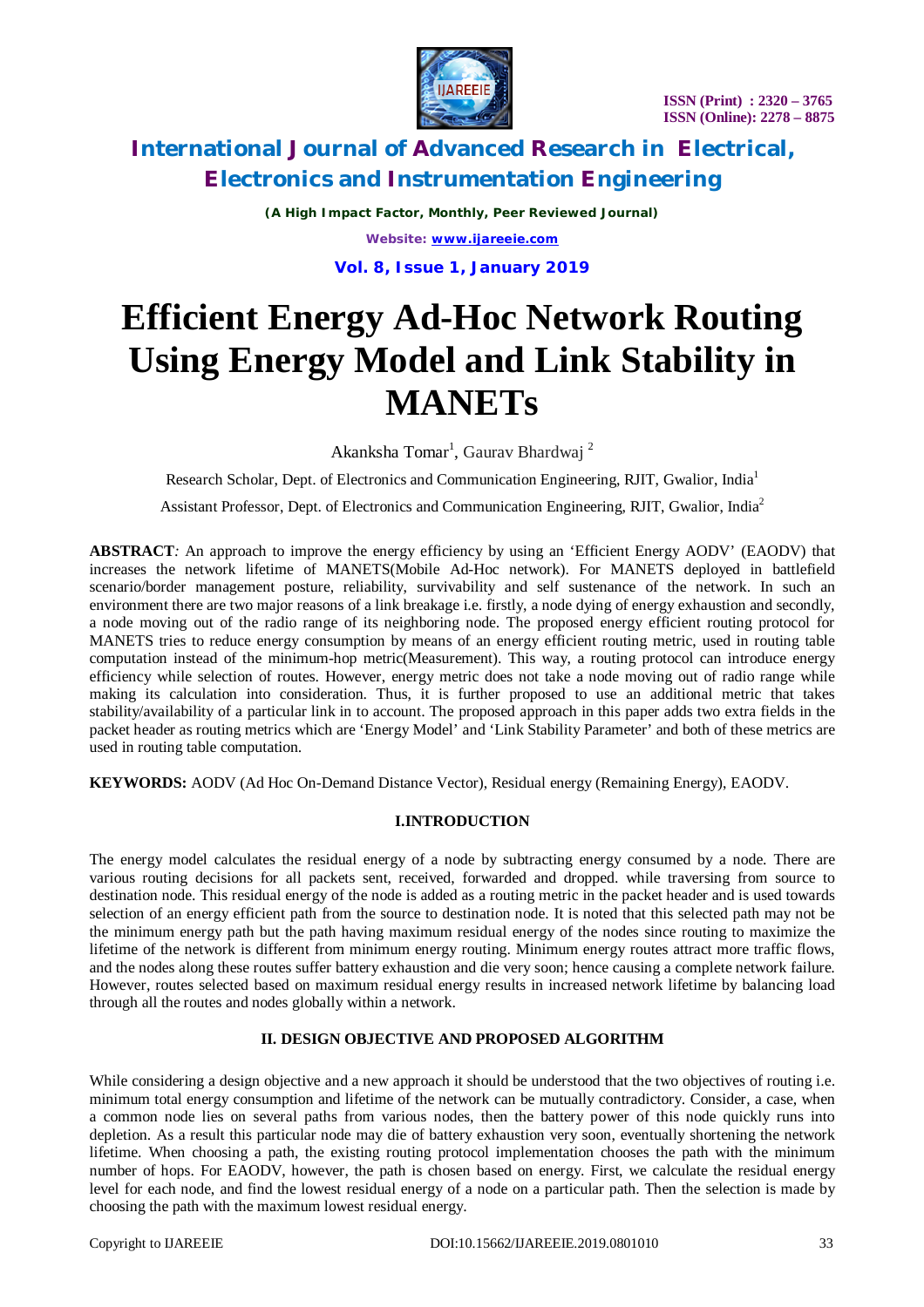# Efficient Energy Ad-Hoc Network Routing Using Energy Model and Link Stability in MANETs

Akanksha Tomar[1], Gaurav Bhardwaj [2]

Research Scholar, Dept. of Electronics and Communication Engineering, RJIT, Gwalior, India[1]

Assistant Professor, Dept. of Electronics and Communication Engineering, RJIT, Gwalior, India[2]

**ABSTRACT***:* An approach to improve the energy efficiency by using an 'Efficient Energy AODV' (EAODV) that increases the network lifetime of MANETS(Mobile Ad-Hoc network). For MANETS deployed in battlefield scenario/border management posture, reliability, survivability and self sustenance of the network. In such an environment there are two major reasons of a link breakage i.e. firstly, a node dying of energy exhaustion and secondly, a node moving out of the radio range of its neighboring node. The proposed energy efficient routing protocol for MANETS tries to reduce energy consumption by means of an energy efficient routing metric, used in routing table computation instead of the minimum-hop metric(Measurement). This way, a routing protocol can introduce energy efficiency while selection of routes. However, energy metric does not take a node moving out of radio range while making its calculation into consideration. Thus, it is further proposed to use an additional metric that takes stability/availability of a particular link in to account. The proposed approach in this paper adds two extra fields in the packet header as routing metrics which are 'Energy Model' and 'Link Stability Parameter' and both of these metrics are used in routing table computation.

**KEYWORDS:** AODV (Ad Hoc On-Demand Distance Vector), Residual energy (Remaining Energy), EAODV.

## I.INTRODUCTION

The energy model calculates the residual energy of a node by subtracting energy consumed by a node. There are various routing decisions for all packets sent, received, forwarded and dropped. while traversing from source to destination node. This residual energy of the node is added as a routing metric in the packet header and is used towards selection of an energy efficient path from the source to destination node. It is noted that this selected path may not be the minimum energy path but the path having maximum residual energy of the nodes since routing to maximize the lifetime of the network is different from minimum energy routing. Minimum energy routes attract more traffic flows, and the nodes along these routes suffer battery exhaustion and die very soon; hence causing a complete network failure. However, routes selected based on maximum residual energy results in increased network lifetime by balancing load through all the routes and nodes globally within a network.

## II. DESIGN OBJECTIVE AND PROPOSED ALGORITHM

While considering a design objective and a new approach it should be understood that the two objectives of routing i.e. minimum total energy consumption and lifetime of the network can be mutually contradictory. Consider, a case, when a common node lies on several paths from various nodes, then the battery power of this node quickly runs into depletion. As a result this particular node may die of battery exhaustion very soon, eventually shortening the network lifetime. When choosing a path, the existing routing protocol implementation chooses the path with the minimum number of hops. For EAODV, however, the path is chosen based on energy. First, we calculate the residual energy level for each node, and find the lowest residual energy of a node on a particular path. Then the selection is made by choosing the path with the maximum lowest residual energy.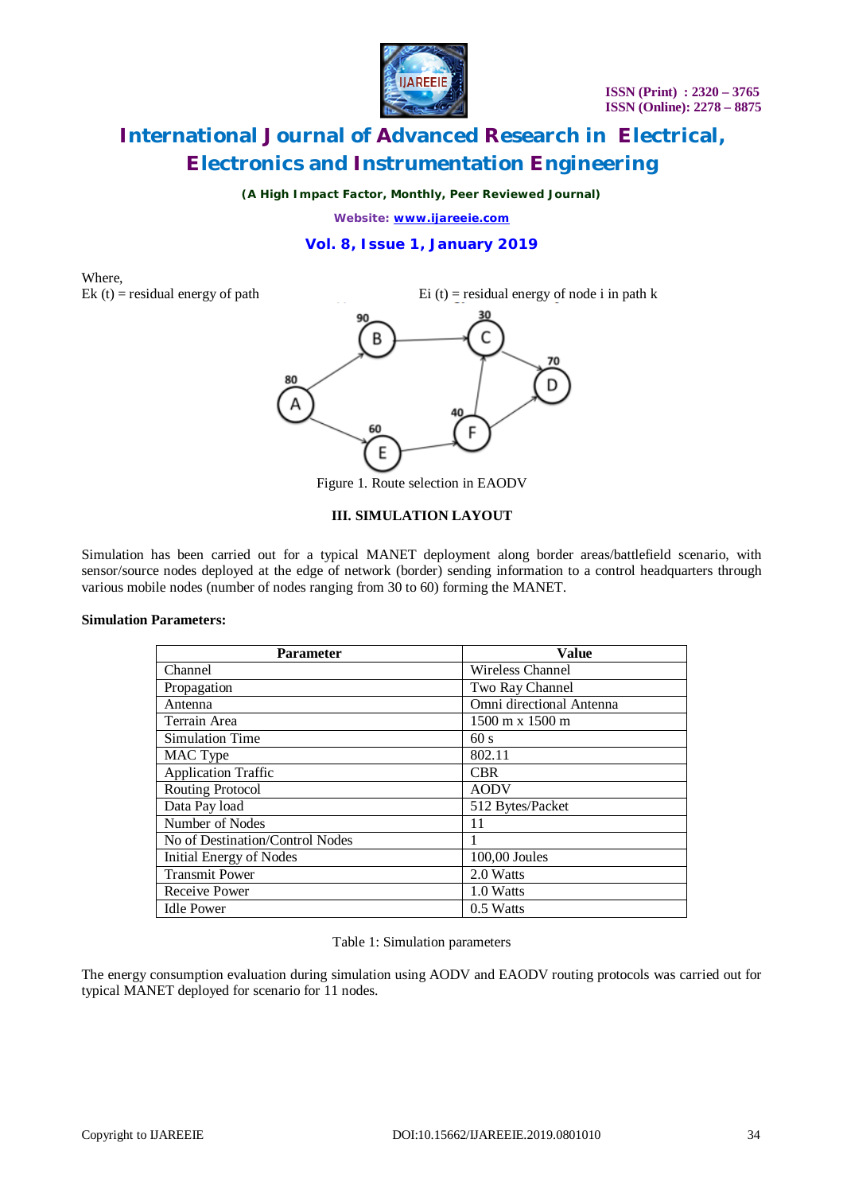Where,

$E_k(t)$ = residual energy of path $\quad$ $E_i(t)$ = residual energy of node i in path k

Figure 1. Route selection in EAODV

## III. SIMULATION LAYOUT

Simulation has been carried out for a typical MANET deployment along border areas/battlefield scenario, with sensor/source nodes deployed at the edge of network (border) sending information to a control headquarters through various mobile nodes (number of nodes ranging from 30 to 60) forming the MANET.

**Simulation Parameters:**

| Parameter | Value |
|---|---|
| Channel | Wireless Channel |
| Propagation | Two Ray Channel |
| Antenna | Omni directional Antenna |
| Terrain Area | 1500 m x 1500 m |
| Simulation Time | 60 s |
| MAC Type | 802.11 |
| Application Traffic | CBR |
| Routing Protocol | AODV |
| Data Pay load | 512 Bytes/Packet |
| Number of Nodes | 11 |
| No of Destination/Control Nodes | 1 |
| Initial Energy of Nodes | 100,00 Joules |
| Transmit Power | 2.0 Watts |
| Receive Power | 1.0 Watts |
| Idle Power | 0.5 Watts |

Table 1: Simulation parameters

The energy consumption evaluation during simulation using AODV and EAODV routing protocols was carried out for typical MANET deployed for scenario for 11 nodes.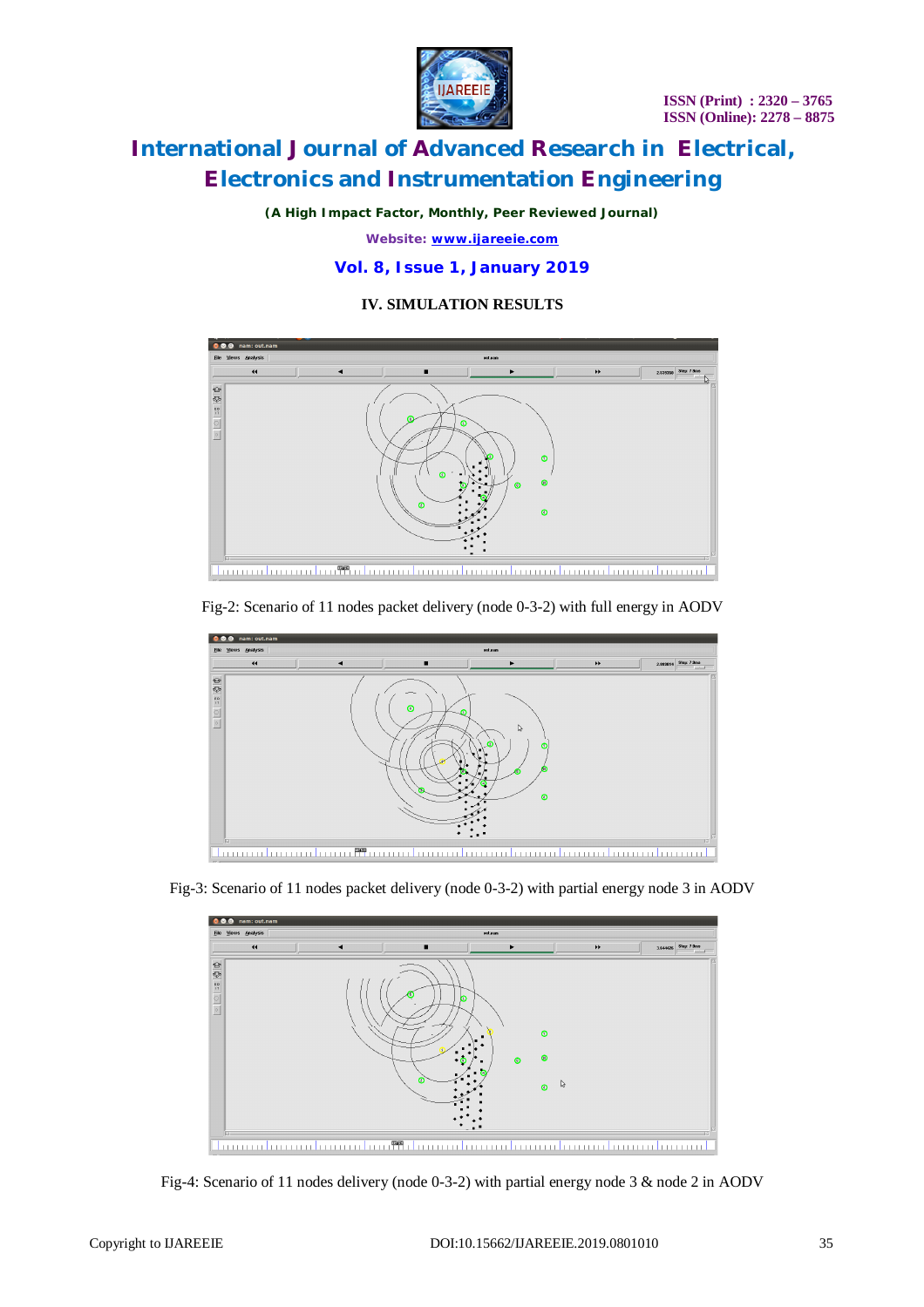## IV. SIMULATION RESULTS

Fig-2: Scenario of 11 nodes packet delivery (node 0-3-2) with full energy in AODV

Fig-3: Scenario of 11 nodes packet delivery (node 0-3-2) with partial energy node 3 in AODV

Fig-4: Scenario of 11 nodes delivery (node 0-3-2) with partial energy node 3 & node 2 in AODV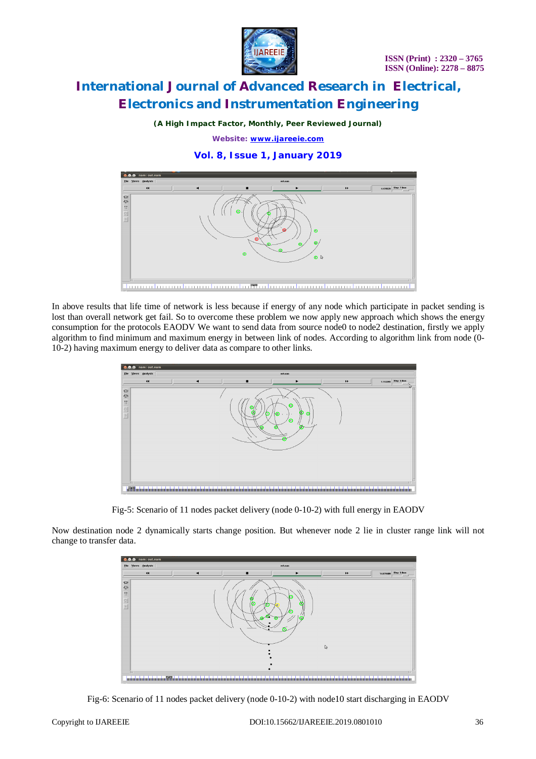In above results that life time of network is less because if energy of any node which participate in packet sending is lost than overall network get fail. So to overcome these problem we now apply new approach which shows the energy consumption for the protocols EAODV We want to send data from source node0 to node2 destination, firstly we apply algorithm to find minimum and maximum energy in between link of nodes. According to algorithm link from node (0-10-2) having maximum energy to deliver data as compare to other links.

Fig-5: Scenario of 11 nodes packet delivery (node 0-10-2) with full energy in EAODV

Now destination node 2 dynamically starts change position. But whenever node 2 lie in cluster range link will not change to transfer data.

Fig-6: Scenario of 11 nodes packet delivery (node 0-10-2) with node10 start discharging in EAODV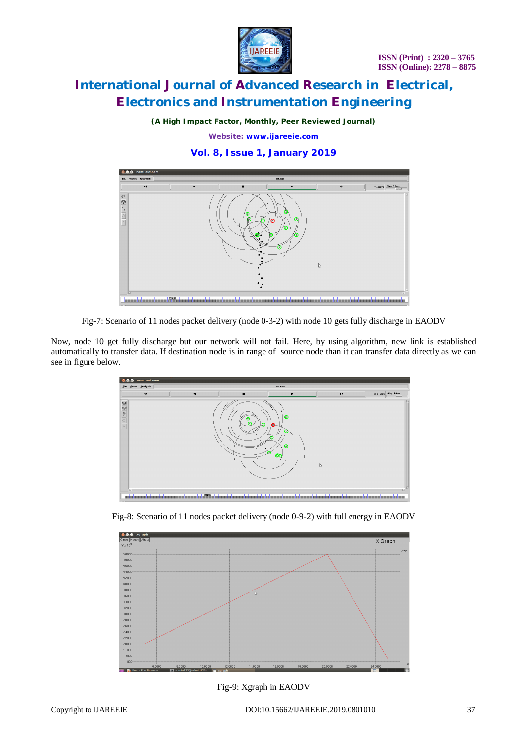Fig-7: Scenario of 11 nodes packet delivery (node 0-3-2) with node 10 gets fully discharge in EAODV

Now, node 10 get fully discharge but our network will not fail. Here, by using algorithm, new link is established automatically to transfer data. If destination node is in range of source node than it can transfer data directly as we can see in figure below.

Fig-8: Scenario of 11 nodes packet delivery (node 0-9-2) with full energy in EAODV

Fig-9: Xgraph in EAODV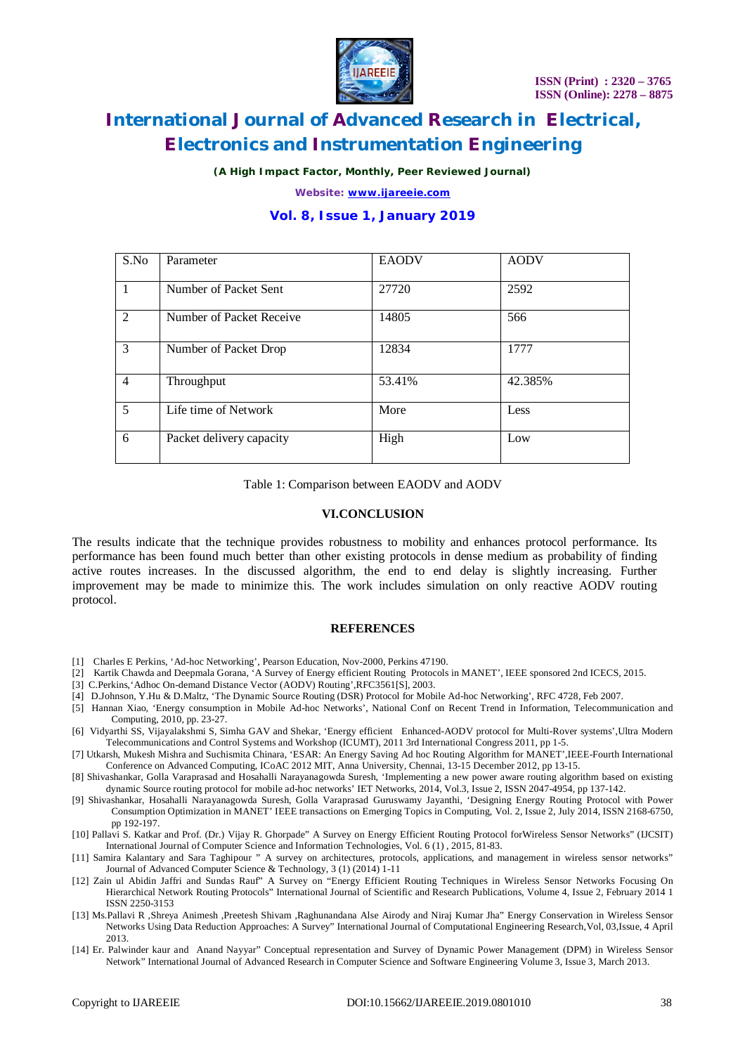| S.No | Parameter | EAODV | AODV |
|---|---|---|---|
| 1 | Number of Packet Sent | 27720 | 2592 |
| 2 | Number of Packet Receive | 14805 | 566 |
| 3 | Number of Packet Drop | 12834 | 1777 |
| 4 | Throughput | 53.41% | 42.385% |
| 5 | Life time of Network | More | Less |
| 6 | Packet delivery capacity | High | Low |

Table 1: Comparison between EAODV and AODV

## VI.CONCLUSION

The results indicate that the technique provides robustness to mobility and enhances protocol performance. Its performance has been found much better than other existing protocols in dense medium as probability of finding active routes increases. In the discussed algorithm, the end to end delay is slightly increasing. Further improvement may be made to minimize this. The work includes simulation on only reactive AODV routing protocol.

## REFERENCES

[1] Charles E Perkins, 'Ad-hoc Networking', Pearson Education, Nov-2000, Perkins 47190.

[2] Kartik Chawda and Deepmala Gorana, 'A Survey of Energy efficient Routing Protocols in MANET', IEEE sponsored 2nd ICECS, 2015.

[3] C.Perkins,'Adhoc On-demand Distance Vector (AODV) Routing',RFC3561[S], 2003.

[4] D.Johnson, Y.Hu & D.Maltz, 'The Dynamic Source Routing (DSR) Protocol for Mobile Ad-hoc Networking', RFC 4728, Feb 2007.

[5] Hannan Xiao, 'Energy consumption in Mobile Ad-hoc Networks', National Conf on Recent Trend in Information, Telecommunication and Computing, 2010, pp. 23-27.

[6] Vidyarthi SS, Vijayalakshmi S, Simha GAV and Shekar, 'Energy efficient Enhanced-AODV protocol for Multi-Rover systems',Ultra Modern Telecommunications and Control Systems and Workshop (ICUMT), 2011 3rd International Congress 2011, pp 1-5.

[7] Utkarsh, Mukesh Mishra and Suchismita Chinara, 'ESAR: An Energy Saving Ad hoc Routing Algorithm for MANET',IEEE-Fourth International Conference on Advanced Computing, ICoAC 2012 MIT, Anna University, Chennai, 13-15 December 2012, pp 13-15.

[8] Shivashankar, Golla Varaprasad and Hosahalli Narayanagowda Suresh, 'Implementing a new power aware routing algorithm based on existing dynamic Source routing protocol for mobile ad-hoc networks' IET Networks, 2014, Vol.3, Issue 2, ISSN 2047-4954, pp 137-142.

[9] Shivashankar, Hosahalli Narayanagowda Suresh, Golla Varaprasad Guruswamy Jayanthi, 'Designing Energy Routing Protocol with Power Consumption Optimization in MANET' IEEE transactions on Emerging Topics in Computing, Vol. 2, Issue 2, July 2014, ISSN 2168-6750, pp 192-197.

[10] Pallavi S. Katkar and Prof. (Dr.) Vijay R. Ghorpade" A Survey on Energy Efficient Routing Protocol forWireless Sensor Networks" (IJCSIT) International Journal of Computer Science and Information Technologies, Vol. 6 (1) , 2015, 81-83.

[11] Samira Kalantary and Sara Taghipour " A survey on architectures, protocols, applications, and management in wireless sensor networks" Journal of Advanced Computer Science & Technology, 3 (1) (2014) 1-11

[12] Zain ul Abidin Jaffri and Sundas Rauf" A Survey on "Energy Efficient Routing Techniques in Wireless Sensor Networks Focusing On Hierarchical Network Routing Protocols" International Journal of Scientific and Research Publications, Volume 4, Issue 2, February 2014 1 ISSN 2250-3153

[13] Ms.Pallavi R ,Shreya Animesh ,Preetesh Shivam ,Raghunandana Alse Airody and Niraj Kumar Jha" Energy Conservation in Wireless Sensor Networks Using Data Reduction Approaches: A Survey" International Journal of Computational Engineering Research,Vol, 03,Issue, 4 April 2013.

[14] Er. Palwinder kaur and Anand Nayyar" Conceptual representation and Survey of Dynamic Power Management (DPM) in Wireless Sensor Network" International Journal of Advanced Research in Computer Science and Software Engineering Volume 3, Issue 3, March 2013.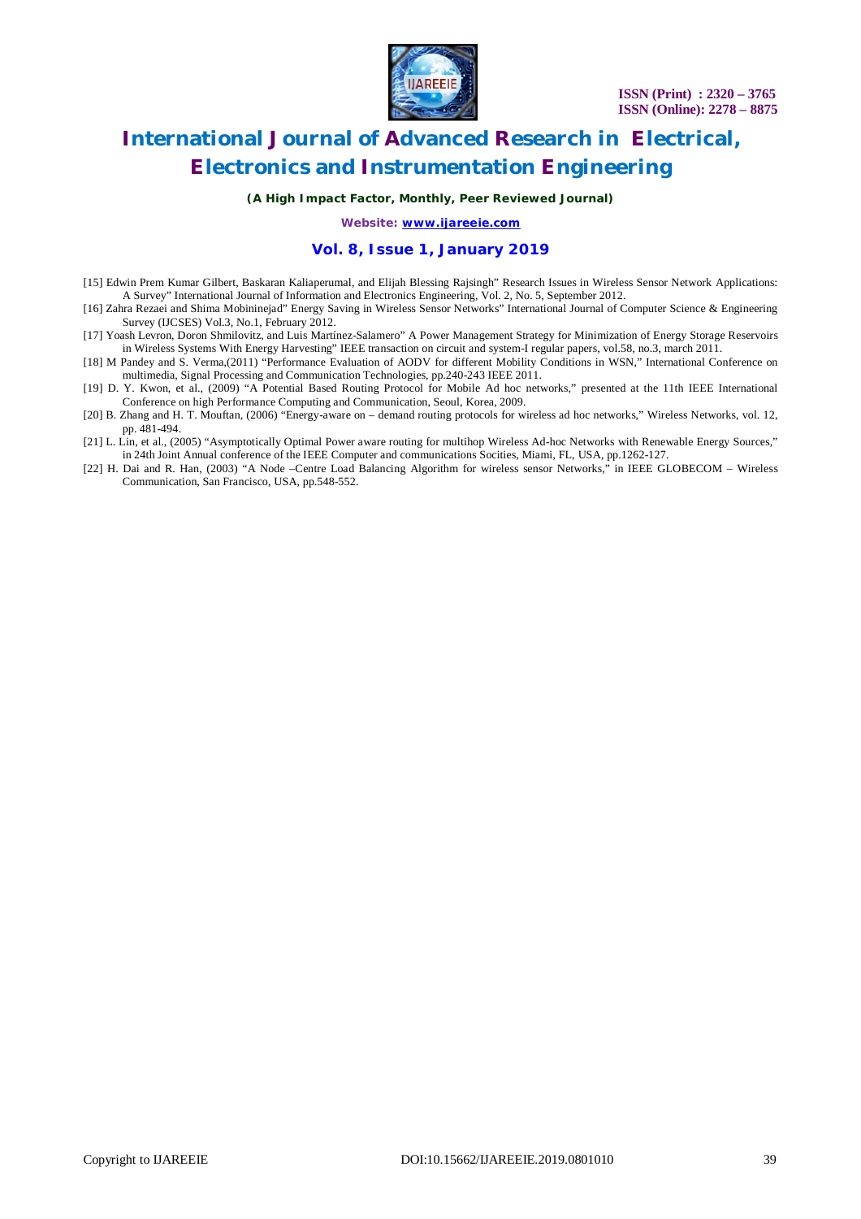[15] Edwin Prem Kumar Gilbert, Baskaran Kaliaperumal, and Elijah Blessing Rajsingh" Research Issues in Wireless Sensor Network Applications: A Survey" International Journal of Information and Electronics Engineering, Vol. 2, No. 5, September 2012.

[16] Zahra Rezaei and Shima Mobininejad" Energy Saving in Wireless Sensor Networks" International Journal of Computer Science & Engineering Survey (IJCSES) Vol.3, No.1, February 2012.

[17] Yoash Levron, Doron Shmilovitz, and Luis Martínez-Salamero" A Power Management Strategy for Minimization of Energy Storage Reservoirs in Wireless Systems With Energy Harvesting" IEEE transaction on circuit and system-I regular papers, vol.58, no.3, march 2011.

[18] M Pandey and S. Verma,(2011) "Performance Evaluation of AODV for different Mobility Conditions in WSN," International Conference on multimedia, Signal Processing and Communication Technologies, pp.240-243 IEEE 2011.

[19] D. Y. Kwon, et al., (2009) "A Potential Based Routing Protocol for Mobile Ad hoc networks," presented at the 11th IEEE International Conference on high Performance Computing and Communication, Seoul, Korea, 2009.

[20] B. Zhang and H. T. Mouftan, (2006) "Energy-aware on – demand routing protocols for wireless ad hoc networks," Wireless Networks, vol. 12, pp. 481-494.

[21] L. Lin, et al., (2005) "Asymptotically Optimal Power aware routing for multihop Wireless Ad-hoc Networks with Renewable Energy Sources," in 24th Joint Annual conference of the IEEE Computer and communications Socities, Miami, FL, USA, pp.1262-127.

[22] H. Dai and R. Han, (2003) "A Node –Centre Load Balancing Algorithm for wireless sensor Networks," in IEEE GLOBECOM – Wireless Communication, San Francisco, USA, pp.548-552.